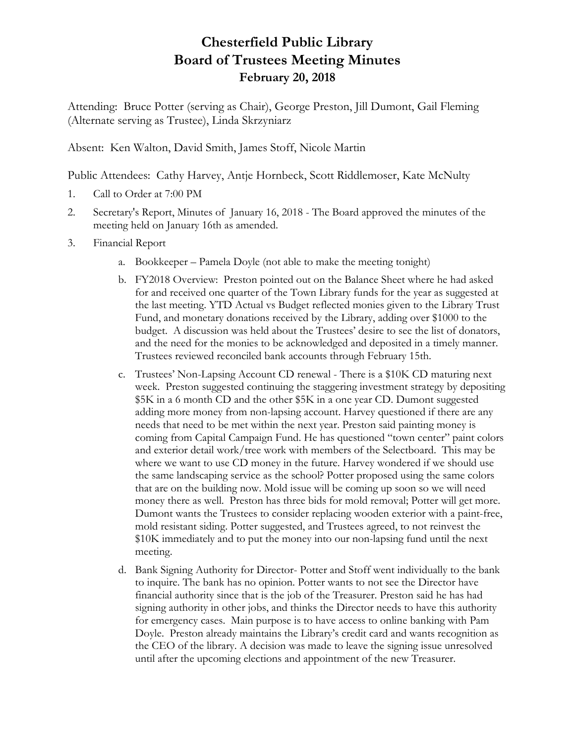# Chesterfield Public Library
# Board of Trustees Meeting Minutes
## February 20, 2018

Attending: Bruce Potter (serving as Chair), George Preston, Jill Dumont, Gail Fleming (Alternate serving as Trustee), Linda Skrzyniarz

Absent: Ken Walton, David Smith, James Stoff, Nicole Martin

Public Attendees: Cathy Harvey, Antje Hornbeck, Scott Riddlemoser, Kate McNulty

1. Call to Order at 7:00 PM
2. Secretary's Report, Minutes of January 16, 2018 - The Board approved the minutes of the meeting held on January 16th as amended.
3. Financial Report
   a. Bookkeeper – Pamela Doyle (not able to make the meeting tonight)
   b. FY2018 Overview: Preston pointed out on the Balance Sheet where he had asked for and received one quarter of the Town Library funds for the year as suggested at the last meeting. YTD Actual vs Budget reflected monies given to the Library Trust Fund, and monetary donations received by the Library, adding over $1000 to the budget. A discussion was held about the Trustees' desire to see the list of donators, and the need for the monies to be acknowledged and deposited in a timely manner. Trustees reviewed reconciled bank accounts through February 15th.
   c. Trustees' Non-Lapsing Account CD renewal - There is a $10K CD maturing next week. Preston suggested continuing the staggering investment strategy by depositing $5K in a 6 month CD and the other $5K in a one year CD. Dumont suggested adding more money from non-lapsing account. Harvey questioned if there are any needs that need to be met within the next year. Preston said painting money is coming from Capital Campaign Fund. He has questioned "town center" paint colors and exterior detail work/tree work with members of the Selectboard. This may be where we want to use CD money in the future. Harvey wondered if we should use the same landscaping service as the school? Potter proposed using the same colors that are on the building now. Mold issue will be coming up soon so we will need money there as well. Preston has three bids for mold removal; Potter will get more. Dumont wants the Trustees to consider replacing wooden exterior with a paint-free, mold resistant siding. Potter suggested, and Trustees agreed, to not reinvest the $10K immediately and to put the money into our non-lapsing fund until the next meeting.
   d. Bank Signing Authority for Director- Potter and Stoff went individually to the bank to inquire. The bank has no opinion. Potter wants to not see the Director have financial authority since that is the job of the Treasurer. Preston said he has had signing authority in other jobs, and thinks the Director needs to have this authority for emergency cases. Main purpose is to have access to online banking with Pam Doyle. Preston already maintains the Library's credit card and wants recognition as the CEO of the library. A decision was made to leave the signing issue unresolved until after the upcoming elections and appointment of the new Treasurer.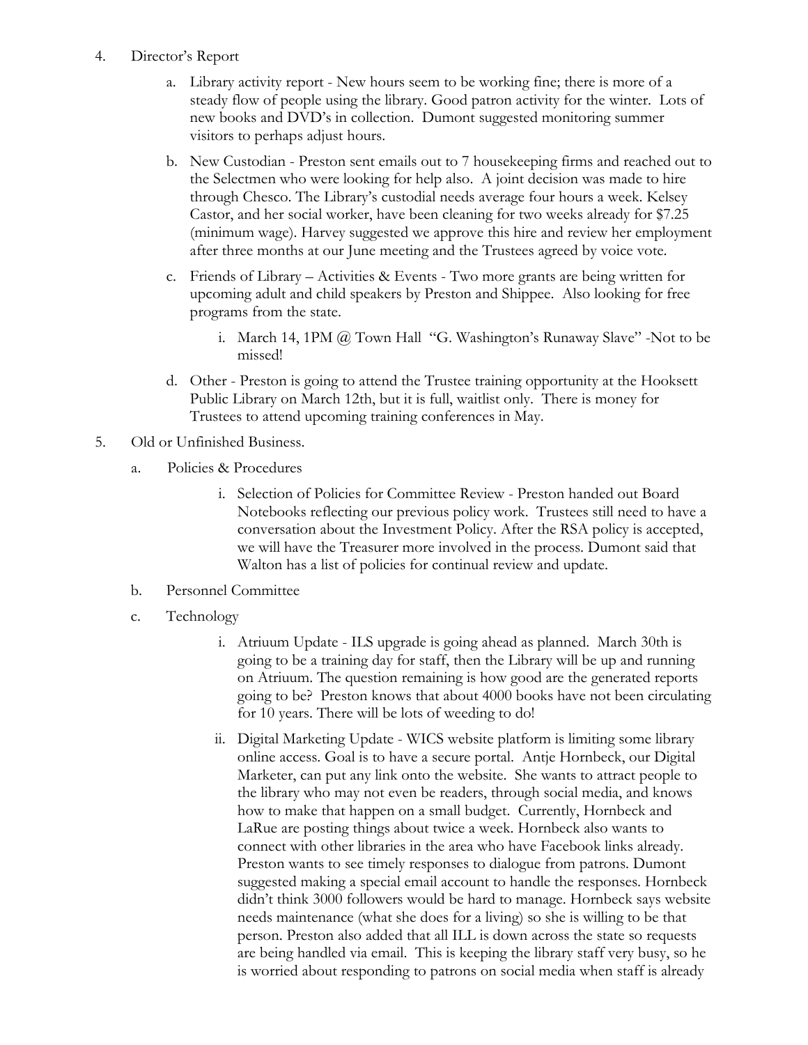4. Director's Report

   a. Library activity report - New hours seem to be working fine; there is more of a steady flow of people using the library. Good patron activity for the winter. Lots of new books and DVD's in collection. Dumont suggested monitoring summer visitors to perhaps adjust hours.

   b. New Custodian - Preston sent emails out to 7 housekeeping firms and reached out to the Selectmen who were looking for help also. A joint decision was made to hire through Chesco. The Library's custodial needs average four hours a week. Kelsey Castor, and her social worker, have been cleaning for two weeks already for $7.25 (minimum wage). Harvey suggested we approve this hire and review her employment after three months at our June meeting and the Trustees agreed by voice vote.

   c. Friends of Library – Activities & Events - Two more grants are being written for upcoming adult and child speakers by Preston and Shippee. Also looking for free programs from the state.

      i. March 14, 1PM @ Town Hall "G. Washington's Runaway Slave" -Not to be missed!

   d. Other - Preston is going to attend the Trustee training opportunity at the Hooksett Public Library on March 12th, but it is full, waitlist only. There is money for Trustees to attend upcoming training conferences in May.

5. Old or Unfinished Business.

   a. Policies & Procedures

      i. Selection of Policies for Committee Review - Preston handed out Board Notebooks reflecting our previous policy work. Trustees still need to have a conversation about the Investment Policy. After the RSA policy is accepted, we will have the Treasurer more involved in the process. Dumont said that Walton has a list of policies for continual review and update.

   b. Personnel Committee

   c. Technology

      i. Atriuum Update - ILS upgrade is going ahead as planned. March 30th is going to be a training day for staff, then the Library will be up and running on Atriuum. The question remaining is how good are the generated reports going to be? Preston knows that about 4000 books have not been circulating for 10 years. There will be lots of weeding to do!

      ii. Digital Marketing Update - WICS website platform is limiting some library online access. Goal is to have a secure portal. Antje Hornbeck, our Digital Marketer, can put any link onto the website. She wants to attract people to the library who may not even be readers, through social media, and knows how to make that happen on a small budget. Currently, Hornbeck and LaRue are posting things about twice a week. Hornbeck also wants to connect with other libraries in the area who have Facebook links already. Preston wants to see timely responses to dialogue from patrons. Dumont suggested making a special email account to handle the responses. Hornbeck didn't think 3000 followers would be hard to manage. Hornbeck says website needs maintenance (what she does for a living) so she is willing to be that person. Preston also added that all ILL is down across the state so requests are being handled via email. This is keeping the library staff very busy, so he is worried about responding to patrons on social media when staff is already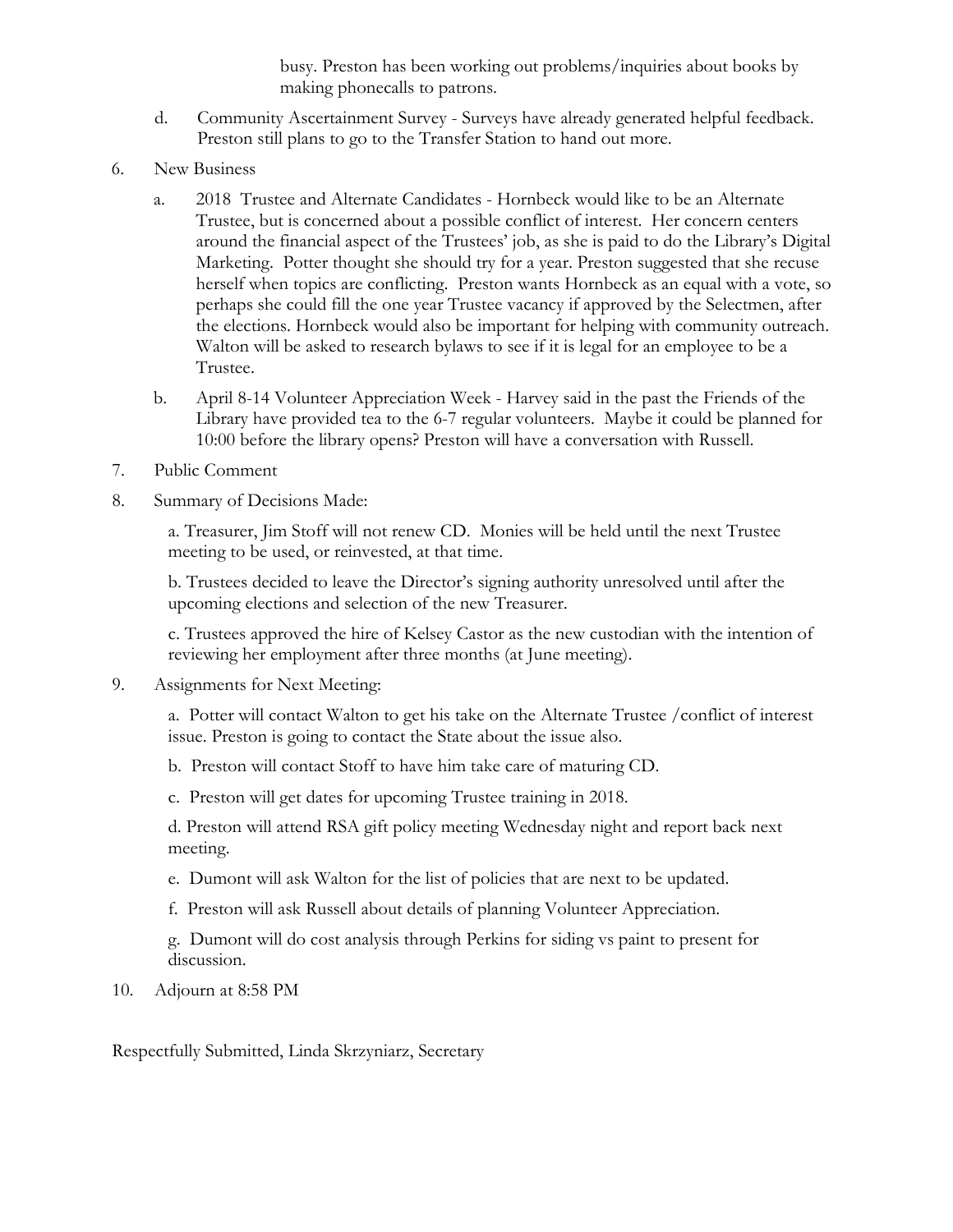busy. Preston has been working out problems/inquiries about books by making phonecalls to patrons.

d. Community Ascertainment Survey - Surveys have already generated helpful feedback. Preston still plans to go to the Transfer Station to hand out more.

6. New Business

   a. 2018 Trustee and Alternate Candidates - Hornbeck would like to be an Alternate Trustee, but is concerned about a possible conflict of interest. Her concern centers around the financial aspect of the Trustees' job, as she is paid to do the Library's Digital Marketing. Potter thought she should try for a year. Preston suggested that she recuse herself when topics are conflicting. Preston wants Hornbeck as an equal with a vote, so perhaps she could fill the one year Trustee vacancy if approved by the Selectmen, after the elections. Hornbeck would also be important for helping with community outreach. Walton will be asked to research bylaws to see if it is legal for an employee to be a Trustee.

   b. April 8-14 Volunteer Appreciation Week - Harvey said in the past the Friends of the Library have provided tea to the 6-7 regular volunteers. Maybe it could be planned for 10:00 before the library opens? Preston will have a conversation with Russell.

7. Public Comment

8. Summary of Decisions Made:

   a. Treasurer, Jim Stoff will not renew CD. Monies will be held until the next Trustee meeting to be used, or reinvested, at that time.

   b. Trustees decided to leave the Director's signing authority unresolved until after the upcoming elections and selection of the new Treasurer.

   c. Trustees approved the hire of Kelsey Castor as the new custodian with the intention of reviewing her employment after three months (at June meeting).

9. Assignments for Next Meeting:

   a. Potter will contact Walton to get his take on the Alternate Trustee /conflict of interest issue. Preston is going to contact the State about the issue also.

   b. Preston will contact Stoff to have him take care of maturing CD.

   c. Preston will get dates for upcoming Trustee training in 2018.

   d. Preston will attend RSA gift policy meeting Wednesday night and report back next meeting.

   e. Dumont will ask Walton for the list of policies that are next to be updated.

   f. Preston will ask Russell about details of planning Volunteer Appreciation.

   g. Dumont will do cost analysis through Perkins for siding vs paint to present for discussion.

10. Adjourn at 8:58 PM

Respectfully Submitted, Linda Skrzyniarz, Secretary